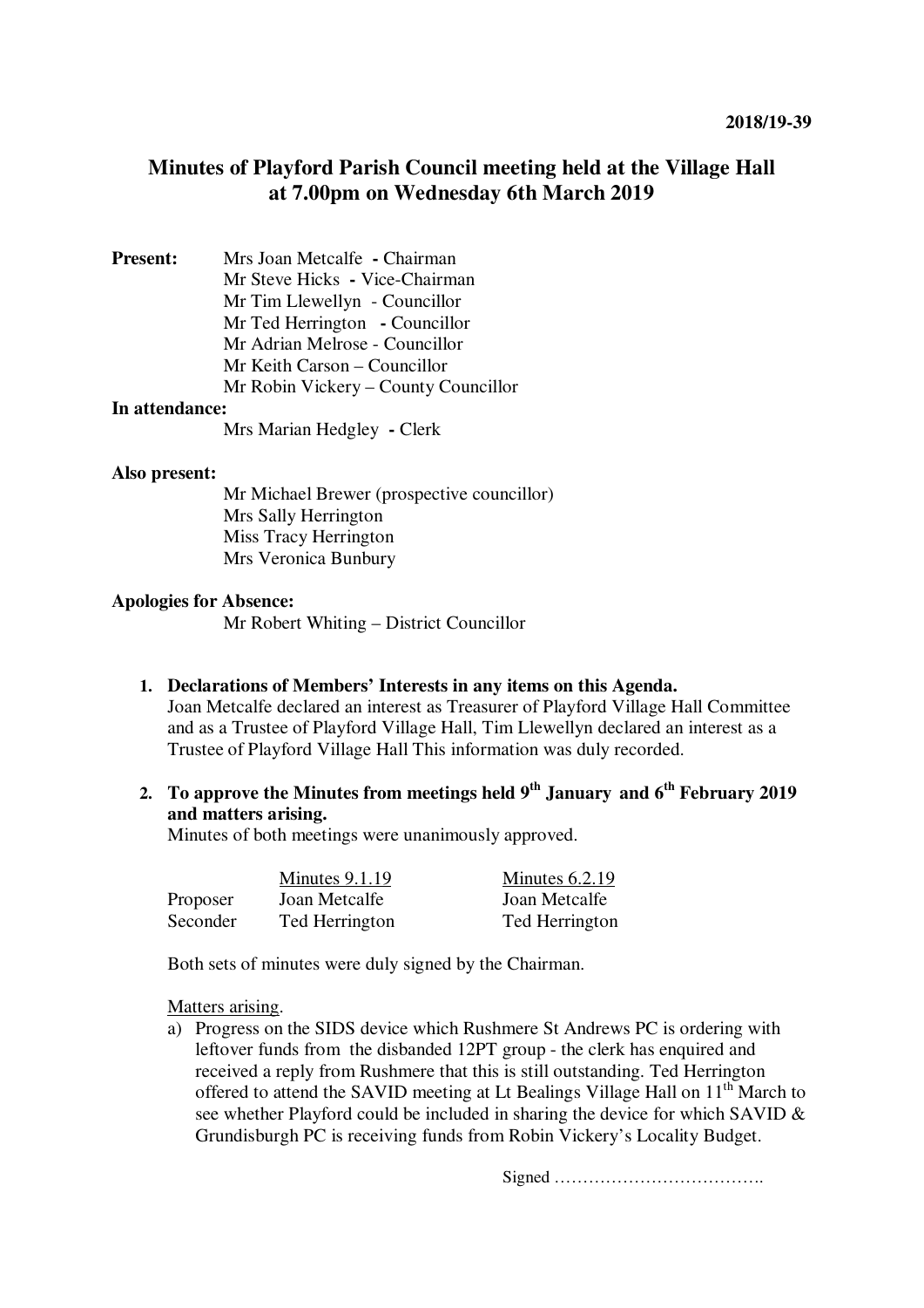2018/19-39

# Minutes of Playford Parish Council meeting held at the Village Hall at 7.00pm on Wednesday 6th March 2019

**Present:**
Mrs Joan Metcalfe **-** Chairman
Mr Steve Hicks **-** Vice-Chairman
Mr Tim Llewellyn - Councillor
Mr Ted Herrington **-** Councillor
Mr Adrian Melrose - Councillor
Mr Keith Carson – Councillor
Mr Robin Vickery – County Councillor

**In attendance:**
Mrs Marian Hedgley **-** Clerk

**Also present:**
Mr Michael Brewer (prospective councillor)
Mrs Sally Herrington
Miss Tracy Herrington
Mrs Veronica Bunbury

**Apologies for Absence:**
Mr Robert Whiting – District Councillor

1. **Declarations of Members' Interests in any items on this Agenda.**
   Joan Metcalfe declared an interest as Treasurer of Playford Village Hall Committee and as a Trustee of Playford Village Hall, Tim Llewellyn declared an interest as a Trustee of Playford Village Hall This information was duly recorded.

2. **To approve the Minutes from meetings held 9th January and 6th February 2019 and matters arising.**
   Minutes of both meetings were unanimously approved.

|  | Minutes 9.1.19 | Minutes 6.2.19 |
|---|---|---|
| Proposer | Joan Metcalfe | Joan Metcalfe |
| Seconder | Ted Herrington | Ted Herrington |

   Both sets of minutes were duly signed by the Chairman.

   Matters arising.
   a) Progress on the SIDS device which Rushmere St Andrews PC is ordering with leftover funds from the disbanded 12PT group - the clerk has enquired and received a reply from Rushmere that this is still outstanding. Ted Herrington offered to attend the SAVID meeting at Lt Bealings Village Hall on 11th March to see whether Playford could be included in sharing the device for which SAVID & Grundisburgh PC is receiving funds from Robin Vickery's Locality Budget.

Signed ……………………………….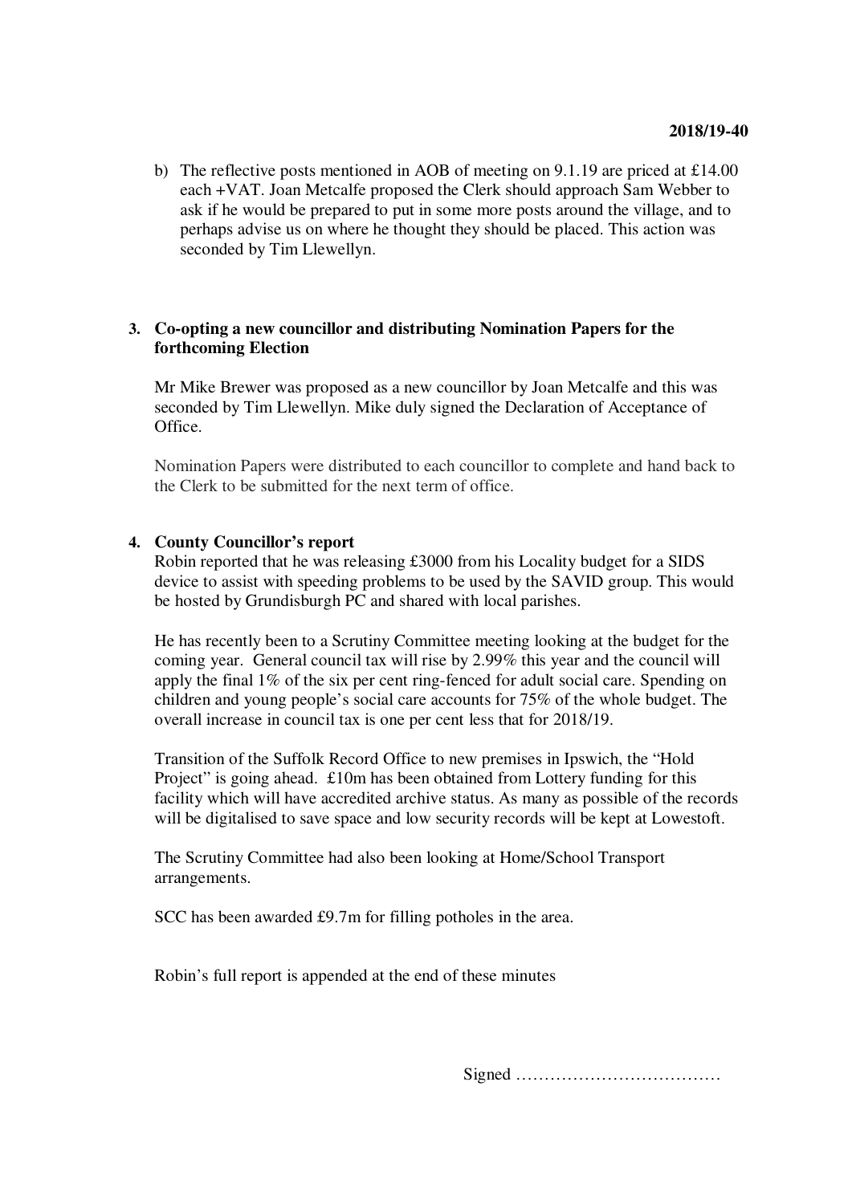b) The reflective posts mentioned in AOB of meeting on 9.1.19 are priced at £14.00 each +VAT. Joan Metcalfe proposed the Clerk should approach Sam Webber to ask if he would be prepared to put in some more posts around the village, and to perhaps advise us on where he thought they should be placed. This action was seconded by Tim Llewellyn.

**3. Co-opting a new councillor and distributing Nomination Papers for the forthcoming Election**

Mr Mike Brewer was proposed as a new councillor by Joan Metcalfe and this was seconded by Tim Llewellyn. Mike duly signed the Declaration of Acceptance of Office.

Nomination Papers were distributed to each councillor to complete and hand back to the Clerk to be submitted for the next term of office.

**4. County Councillor's report**

Robin reported that he was releasing £3000 from his Locality budget for a SIDS device to assist with speeding problems to be used by the SAVID group. This would be hosted by Grundisburgh PC and shared with local parishes.

He has recently been to a Scrutiny Committee meeting looking at the budget for the coming year. General council tax will rise by 2.99% this year and the council will apply the final 1% of the six per cent ring-fenced for adult social care. Spending on children and young people's social care accounts for 75% of the whole budget. The overall increase in council tax is one per cent less that for 2018/19.

Transition of the Suffolk Record Office to new premises in Ipswich, the "Hold Project" is going ahead. £10m has been obtained from Lottery funding for this facility which will have accredited archive status. As many as possible of the records will be digitalised to save space and low security records will be kept at Lowestoft.

The Scrutiny Committee had also been looking at Home/School Transport arrangements.

SCC has been awarded £9.7m for filling potholes in the area.

Robin's full report is appended at the end of these minutes

Signed ………………………………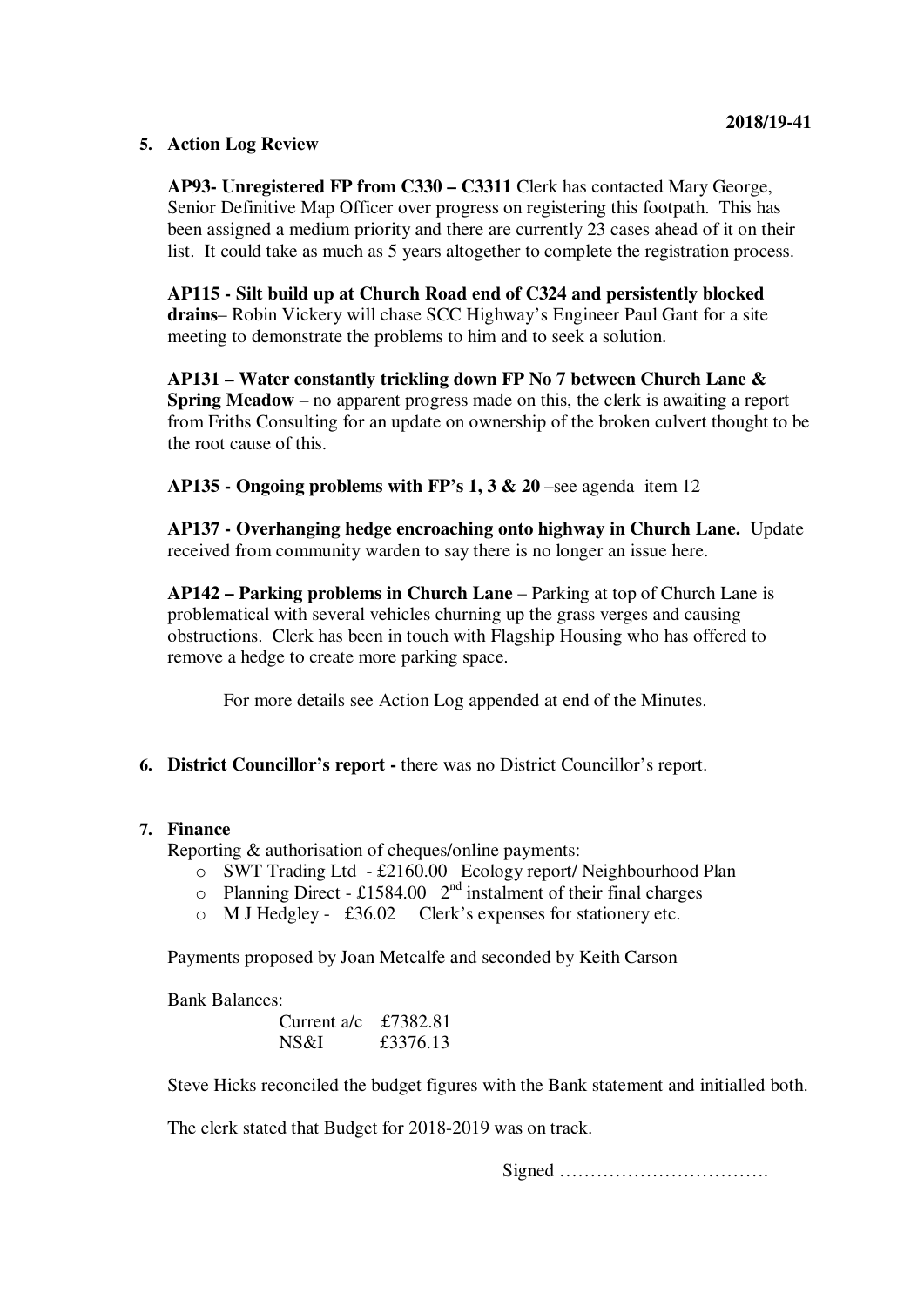**5. Action Log Review**

**AP93- Unregistered FP from C330 – C3311** Clerk has contacted Mary George, Senior Definitive Map Officer over progress on registering this footpath. This has been assigned a medium priority and there are currently 23 cases ahead of it on their list. It could take as much as 5 years altogether to complete the registration process.

**AP115 - Silt build up at Church Road end of C324 and persistently blocked drains**– Robin Vickery will chase SCC Highway's Engineer Paul Gant for a site meeting to demonstrate the problems to him and to seek a solution.

**AP131 – Water constantly trickling down FP No 7 between Church Lane & Spring Meadow** – no apparent progress made on this, the clerk is awaiting a report from Friths Consulting for an update on ownership of the broken culvert thought to be the root cause of this.

**AP135 - Ongoing problems with FP's 1, 3 & 20** –see agenda item 12

**AP137 - Overhanging hedge encroaching onto highway in Church Lane.** Update received from community warden to say there is no longer an issue here.

**AP142 – Parking problems in Church Lane** – Parking at top of Church Lane is problematical with several vehicles churning up the grass verges and causing obstructions. Clerk has been in touch with Flagship Housing who has offered to remove a hedge to create more parking space.

For more details see Action Log appended at end of the Minutes.

**6. District Councillor's report -** there was no District Councillor's report.

**7. Finance**

Reporting & authorisation of cheques/online payments:

- SWT Trading Ltd - £2160.00 Ecology report/ Neighbourhood Plan
- Planning Direct - £1584.00 2nd instalment of their final charges
- M J Hedgley - £36.02 Clerk's expenses for stationery etc.

Payments proposed by Joan Metcalfe and seconded by Keith Carson

Bank Balances:

| | |
|---|---|
| Current a/c | £7382.81 |
| NS&I | £3376.13 |

Steve Hicks reconciled the budget figures with the Bank statement and initialled both.

The clerk stated that Budget for 2018-2019 was on track.

Signed …………………………….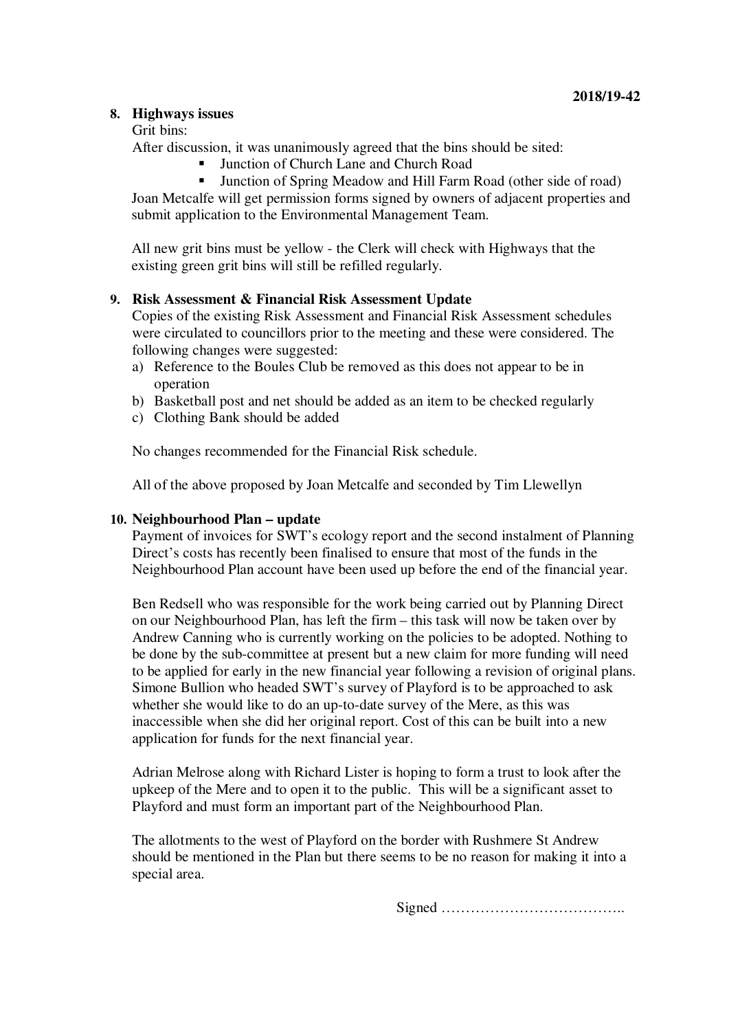**8. Highways issues**

Grit bins:

After discussion, it was unanimously agreed that the bins should be sited:

- Junction of Church Lane and Church Road
- Junction of Spring Meadow and Hill Farm Road (other side of road)

Joan Metcalfe will get permission forms signed by owners of adjacent properties and submit application to the Environmental Management Team.

All new grit bins must be yellow - the Clerk will check with Highways that the existing green grit bins will still be refilled regularly.

**9. Risk Assessment & Financial Risk Assessment Update**

Copies of the existing Risk Assessment and Financial Risk Assessment schedules were circulated to councillors prior to the meeting and these were considered. The following changes were suggested:

a) Reference to the Boules Club be removed as this does not appear to be in operation
b) Basketball post and net should be added as an item to be checked regularly
c) Clothing Bank should be added

No changes recommended for the Financial Risk schedule.

All of the above proposed by Joan Metcalfe and seconded by Tim Llewellyn

**10. Neighbourhood Plan – update**

Payment of invoices for SWT's ecology report and the second instalment of Planning Direct's costs has recently been finalised to ensure that most of the funds in the Neighbourhood Plan account have been used up before the end of the financial year.

Ben Redsell who was responsible for the work being carried out by Planning Direct on our Neighbourhood Plan, has left the firm – this task will now be taken over by Andrew Canning who is currently working on the policies to be adopted. Nothing to be done by the sub-committee at present but a new claim for more funding will need to be applied for early in the new financial year following a revision of original plans. Simone Bullion who headed SWT's survey of Playford is to be approached to ask whether she would like to do an up-to-date survey of the Mere, as this was inaccessible when she did her original report. Cost of this can be built into a new application for funds for the next financial year.

Adrian Melrose along with Richard Lister is hoping to form a trust to look after the upkeep of the Mere and to open it to the public. This will be a significant asset to Playford and must form an important part of the Neighbourhood Plan.

The allotments to the west of Playford on the border with Rushmere St Andrew should be mentioned in the Plan but there seems to be no reason for making it into a special area.

Signed ………………………………..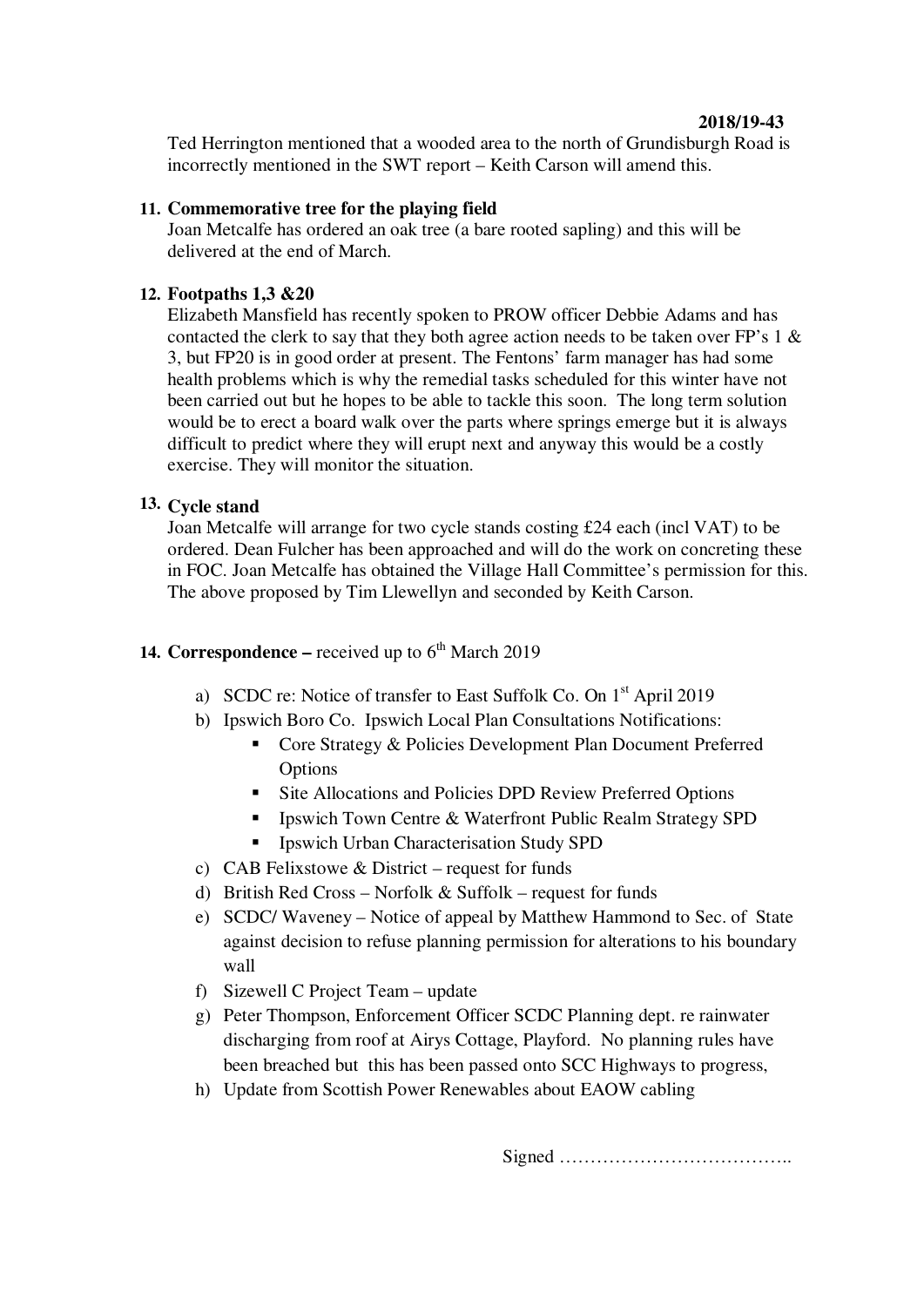Ted Herrington mentioned that a wooded area to the north of Grundisburgh Road is incorrectly mentioned in the SWT report – Keith Carson will amend this.

**11. Commemorative tree for the playing field**

Joan Metcalfe has ordered an oak tree (a bare rooted sapling) and this will be delivered at the end of March.

**12. Footpaths 1,3 &20**

Elizabeth Mansfield has recently spoken to PROW officer Debbie Adams and has contacted the clerk to say that they both agree action needs to be taken over FP's 1 & 3, but FP20 is in good order at present. The Fentons' farm manager has had some health problems which is why the remedial tasks scheduled for this winter have not been carried out but he hopes to be able to tackle this soon. The long term solution would be to erect a board walk over the parts where springs emerge but it is always difficult to predict where they will erupt next and anyway this would be a costly exercise. They will monitor the situation.

**13. Cycle stand**

Joan Metcalfe will arrange for two cycle stands costing £24 each (incl VAT) to be ordered. Dean Fulcher has been approached and will do the work on concreting these in FOC. Joan Metcalfe has obtained the Village Hall Committee's permission for this. The above proposed by Tim Llewellyn and seconded by Keith Carson.

**14. Correspondence –** received up to 6th March 2019

a) SCDC re: Notice of transfer to East Suffolk Co. On 1st April 2019
b) Ipswich Boro Co. Ipswich Local Plan Consultations Notifications:
   - Core Strategy & Policies Development Plan Document Preferred Options
   - Site Allocations and Policies DPD Review Preferred Options
   - Ipswich Town Centre & Waterfront Public Realm Strategy SPD
   - Ipswich Urban Characterisation Study SPD
c) CAB Felixstowe & District – request for funds
d) British Red Cross – Norfolk & Suffolk – request for funds
e) SCDC/ Waveney – Notice of appeal by Matthew Hammond to Sec. of State against decision to refuse planning permission for alterations to his boundary wall
f) Sizewell C Project Team – update
g) Peter Thompson, Enforcement Officer SCDC Planning dept. re rainwater discharging from roof at Airys Cottage, Playford. No planning rules have been breached but this has been passed onto SCC Highways to progress,
h) Update from Scottish Power Renewables about EAOW cabling

Signed ………………………………..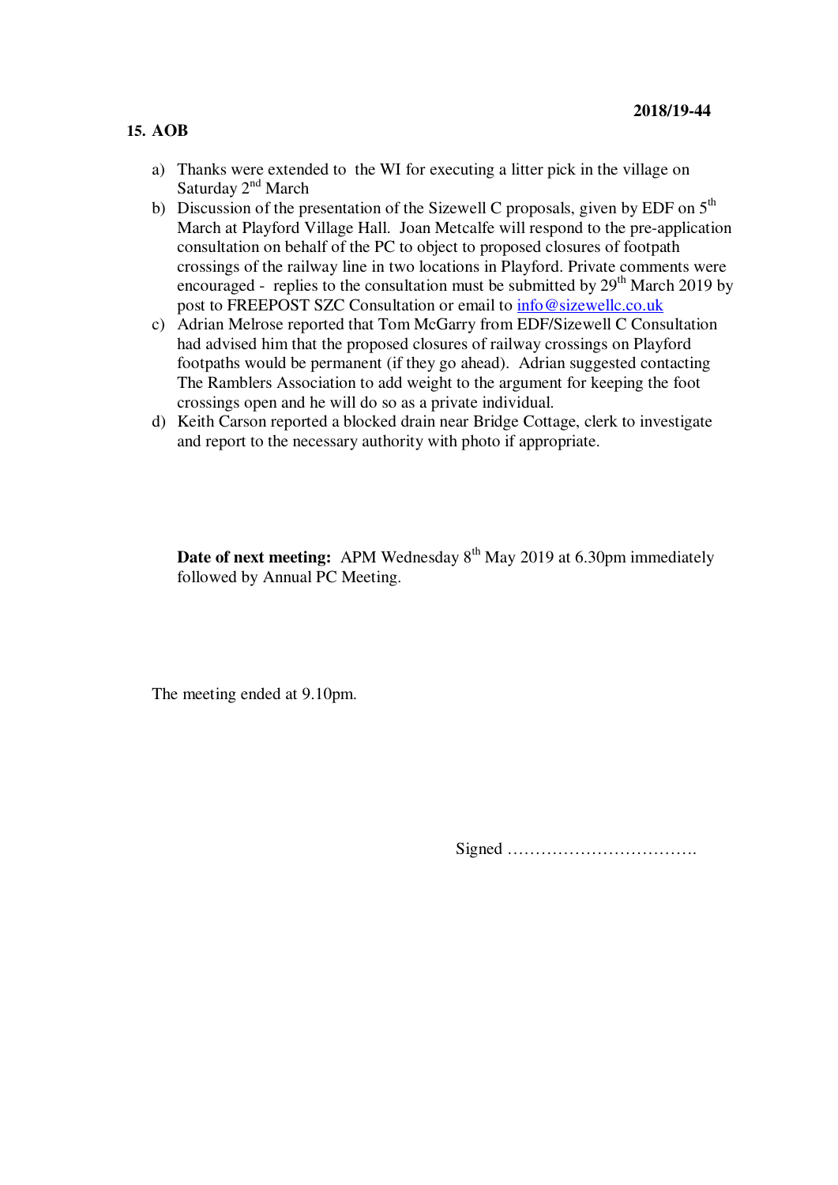**2018/19-44**

## 15. AOB

a) Thanks were extended to the WI for executing a litter pick in the village on Saturday 2nd March

b) Discussion of the presentation of the Sizewell C proposals, given by EDF on 5th March at Playford Village Hall. Joan Metcalfe will respond to the pre-application consultation on behalf of the PC to object to proposed closures of footpath crossings of the railway line in two locations in Playford. Private comments were encouraged - replies to the consultation must be submitted by 29th March 2019 by post to FREEPOST SZC Consultation or email to info@sizewellc.co.uk

c) Adrian Melrose reported that Tom McGarry from EDF/Sizewell C Consultation had advised him that the proposed closures of railway crossings on Playford footpaths would be permanent (if they go ahead). Adrian suggested contacting The Ramblers Association to add weight to the argument for keeping the foot crossings open and he will do so as a private individual.

d) Keith Carson reported a blocked drain near Bridge Cottage, clerk to investigate and report to the necessary authority with photo if appropriate.

**Date of next meeting:** APM Wednesday 8th May 2019 at 6.30pm immediately followed by Annual PC Meeting.

The meeting ended at 9.10pm.

Signed …………………………….